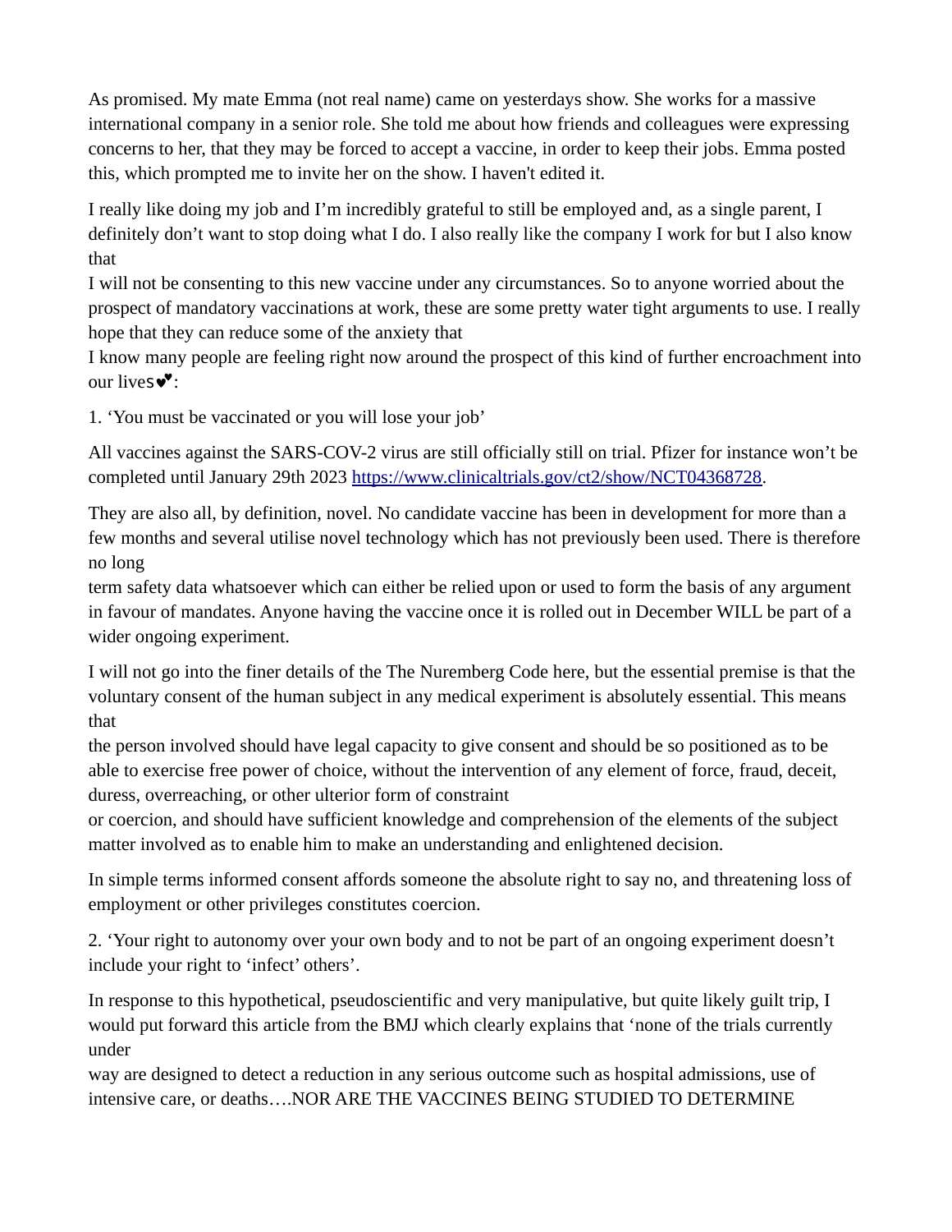As promised. My mate Emma (not real name) came on yesterdays show. She works for a massive international company in a senior role. She told me about how friends and colleagues were expressing concerns to her, that they may be forced to accept a vaccine, in order to keep their jobs. Emma posted this, which prompted me to invite her on the show. I haven't edited it.

I really like doing my job and I'm incredibly grateful to still be employed and, as a single parent, I definitely don't want to stop doing what I do. I also really like the company I work for but I also know that
I will not be consenting to this new vaccine under any circumstances. So to anyone worried about the prospect of mandatory vaccinations at work, these are some pretty water tight arguments to use. I really hope that they can reduce some of the anxiety that
I know many people are feeling right now around the prospect of this kind of further encroachment into our lives💕:

1. 'You must be vaccinated or you will lose your job'

All vaccines against the SARS-COV-2 virus are still officially still on trial. Pfizer for instance won't be completed until January 29th 2023 https://www.clinicaltrials.gov/ct2/show/NCT04368728.

They are also all, by definition, novel. No candidate vaccine has been in development for more than a few months and several utilise novel technology which has not previously been used. There is therefore no long
term safety data whatsoever which can either be relied upon or used to form the basis of any argument in favour of mandates. Anyone having the vaccine once it is rolled out in December WILL be part of a wider ongoing experiment.

I will not go into the finer details of the The Nuremberg Code here, but the essential premise is that the voluntary consent of the human subject in any medical experiment is absolutely essential. This means that
the person involved should have legal capacity to give consent and should be so positioned as to be able to exercise free power of choice, without the intervention of any element of force, fraud, deceit, duress, overreaching, or other ulterior form of constraint
or coercion, and should have sufficient knowledge and comprehension of the elements of the subject matter involved as to enable him to make an understanding and enlightened decision.

In simple terms informed consent affords someone the absolute right to say no, and threatening loss of employment or other privileges constitutes coercion.

2. 'Your right to autonomy over your own body and to not be part of an ongoing experiment doesn't include your right to 'infect' others'.

In response to this hypothetical, pseudoscientific and very manipulative, but quite likely guilt trip, I would put forward this article from the BMJ which clearly explains that 'none of the trials currently under
way are designed to detect a reduction in any serious outcome such as hospital admissions, use of intensive care, or deaths….NOR ARE THE VACCINES BEING STUDIED TO DETERMINE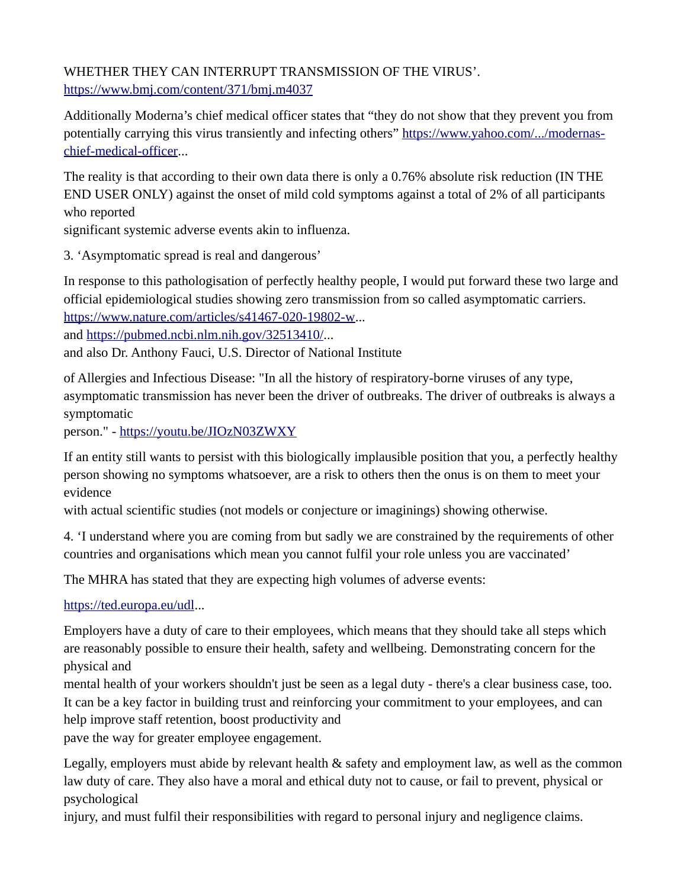WHETHER THEY CAN INTERRUPT TRANSMISSION OF THE VIRUS'. [https://www.bmj.com/content/371/bmj.m4037](https://www.bmj.com/content/371/bmj.m4037)

Additionally Moderna's chief medical officer states that "they do not show that they prevent you from potentially carrying this virus transiently and infecting others" [https://www.yahoo.com/.../modernas-chief-medical-officer](https://www.yahoo.com/.../modernas-chief-medical-officer)...

The reality is that according to their own data there is only a 0.76% absolute risk reduction (IN THE END USER ONLY) against the onset of mild cold symptoms against a total of 2% of all participants who reported significant systemic adverse events akin to influenza.

3. 'Asymptomatic spread is real and dangerous'

In response to this pathologisation of perfectly healthy people, I would put forward these two large and official epidemiological studies showing zero transmission from so called asymptomatic carriers. [https://www.nature.com/articles/s41467-020-19802-w](https://www.nature.com/articles/s41467-020-19802-w)...
and [https://pubmed.ncbi.nlm.nih.gov/32513410/](https://pubmed.ncbi.nlm.nih.gov/32513410/)...
and also Dr. Anthony Fauci, U.S. Director of National Institute

of Allergies and Infectious Disease: "In all the history of respiratory-borne viruses of any type, asymptomatic transmission has never been the driver of outbreaks. The driver of outbreaks is always a symptomatic person." - [https://youtu.be/JIOzN03ZWXY](https://youtu.be/JIOzN03ZWXY)

If an entity still wants to persist with this biologically implausible position that you, a perfectly healthy person showing no symptoms whatsoever, are a risk to others then the onus is on them to meet your evidence with actual scientific studies (not models or conjecture or imaginings) showing otherwise.

4. 'I understand where you are coming from but sadly we are constrained by the requirements of other countries and organisations which mean you cannot fulfil your role unless you are vaccinated'

The MHRA has stated that they are expecting high volumes of adverse events:

[https://ted.europa.eu/udl](https://ted.europa.eu/udl)...

Employers have a duty of care to their employees, which means that they should take all steps which are reasonably possible to ensure their health, safety and wellbeing. Demonstrating concern for the physical and mental health of your workers shouldn't just be seen as a legal duty - there's a clear business case, too. It can be a key factor in building trust and reinforcing your commitment to your employees, and can help improve staff retention, boost productivity and pave the way for greater employee engagement.

Legally, employers must abide by relevant health & safety and employment law, as well as the common law duty of care. They also have a moral and ethical duty not to cause, or fail to prevent, physical or psychological injury, and must fulfil their responsibilities with regard to personal injury and negligence claims.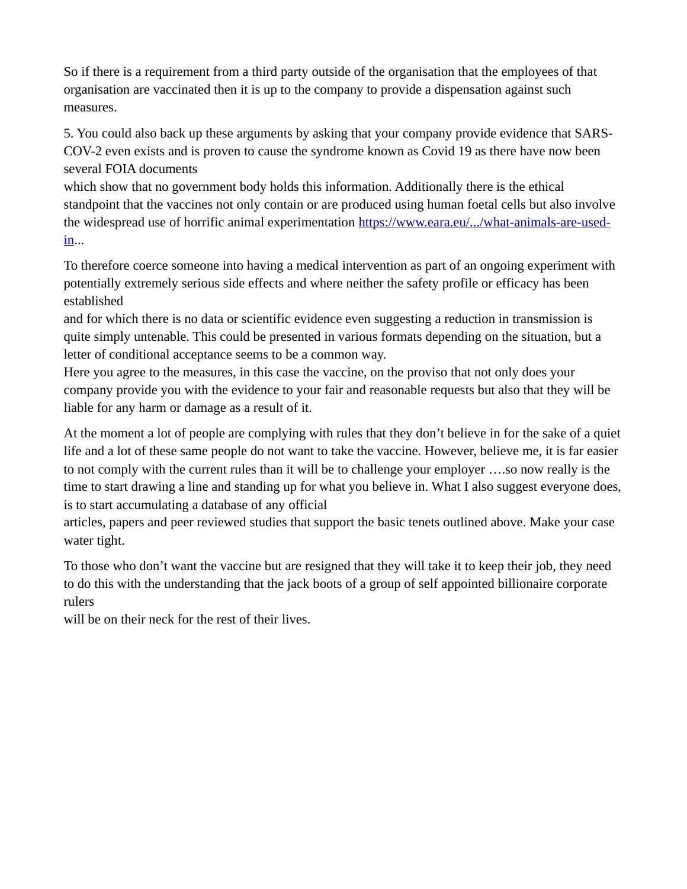So if there is a requirement from a third party outside of the organisation that the employees of that organisation are vaccinated then it is up to the company to provide a dispensation against such measures.

5. You could also back up these arguments by asking that your company provide evidence that SARS-COV-2 even exists and is proven to cause the syndrome known as Covid 19 as there have now been several FOIA documents
which show that no government body holds this information. Additionally there is the ethical standpoint that the vaccines not only contain or are produced using human foetal cells but also involve the widespread use of horrific animal experimentation [https://www.eara.eu/.../what-animals-are-used-in](https://www.eara.eu/.../what-animals-are-used-in)...

To therefore coerce someone into having a medical intervention as part of an ongoing experiment with potentially extremely serious side effects and where neither the safety profile or efficacy has been established
and for which there is no data or scientific evidence even suggesting a reduction in transmission is quite simply untenable. This could be presented in various formats depending on the situation, but a letter of conditional acceptance seems to be a common way.
Here you agree to the measures, in this case the vaccine, on the proviso that not only does your company provide you with the evidence to your fair and reasonable requests but also that they will be liable for any harm or damage as a result of it.

At the moment a lot of people are complying with rules that they don't believe in for the sake of a quiet life and a lot of these same people do not want to take the vaccine. However, believe me, it is far easier to not comply with the current rules than it will be to challenge your employer ….so now really is the time to start drawing a line and standing up for what you believe in. What I also suggest everyone does, is to start accumulating a database of any official
articles, papers and peer reviewed studies that support the basic tenets outlined above. Make your case water tight.

To those who don't want the vaccine but are resigned that they will take it to keep their job, they need to do this with the understanding that the jack boots of a group of self appointed billionaire corporate rulers
will be on their neck for the rest of their lives.